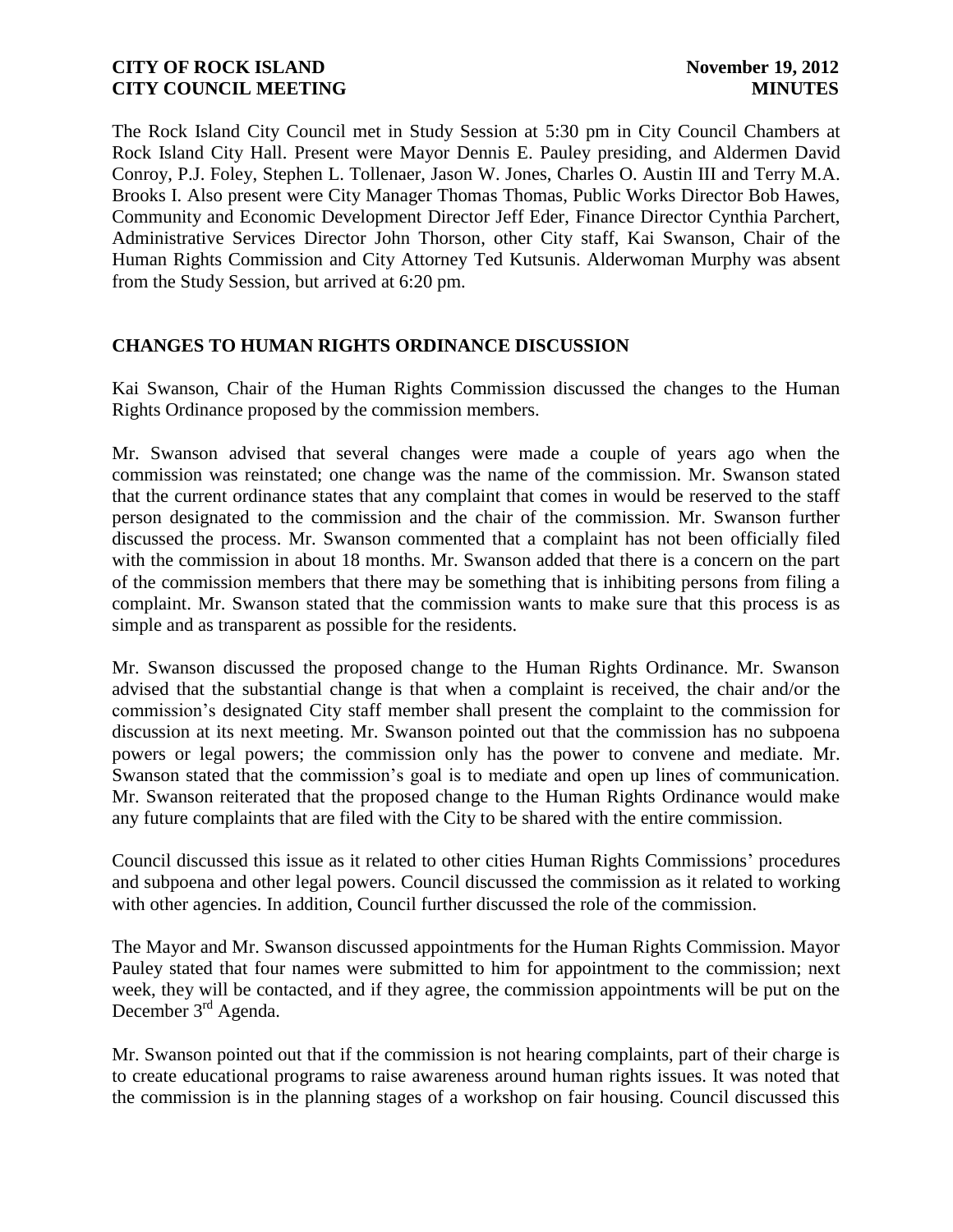The Rock Island City Council met in Study Session at 5:30 pm in City Council Chambers at Rock Island City Hall. Present were Mayor Dennis E. Pauley presiding, and Aldermen David Conroy, P.J. Foley, Stephen L. Tollenaer, Jason W. Jones, Charles O. Austin III and Terry M.A. Brooks I. Also present were City Manager Thomas Thomas, Public Works Director Bob Hawes, Community and Economic Development Director Jeff Eder, Finance Director Cynthia Parchert, Administrative Services Director John Thorson, other City staff, Kai Swanson, Chair of the Human Rights Commission and City Attorney Ted Kutsunis. Alderwoman Murphy was absent from the Study Session, but arrived at 6:20 pm.

## CHANGES TO HUMAN RIGHTS ORDINANCE DISCUSSION

Kai Swanson, Chair of the Human Rights Commission discussed the changes to the Human Rights Ordinance proposed by the commission members.

Mr. Swanson advised that several changes were made a couple of years ago when the commission was reinstated; one change was the name of the commission. Mr. Swanson stated that the current ordinance states that any complaint that comes in would be reserved to the staff person designated to the commission and the chair of the commission. Mr. Swanson further discussed the process. Mr. Swanson commented that a complaint has not been officially filed with the commission in about 18 months. Mr. Swanson added that there is a concern on the part of the commission members that there may be something that is inhibiting persons from filing a complaint. Mr. Swanson stated that the commission wants to make sure that this process is as simple and as transparent as possible for the residents.

Mr. Swanson discussed the proposed change to the Human Rights Ordinance. Mr. Swanson advised that the substantial change is that when a complaint is received, the chair and/or the commission's designated City staff member shall present the complaint to the commission for discussion at its next meeting. Mr. Swanson pointed out that the commission has no subpoena powers or legal powers; the commission only has the power to convene and mediate. Mr. Swanson stated that the commission's goal is to mediate and open up lines of communication. Mr. Swanson reiterated that the proposed change to the Human Rights Ordinance would make any future complaints that are filed with the City to be shared with the entire commission.

Council discussed this issue as it related to other cities Human Rights Commissions' procedures and subpoena and other legal powers. Council discussed the commission as it related to working with other agencies. In addition, Council further discussed the role of the commission.

The Mayor and Mr. Swanson discussed appointments for the Human Rights Commission. Mayor Pauley stated that four names were submitted to him for appointment to the commission; next week, they will be contacted, and if they agree, the commission appointments will be put on the December 3rd Agenda.

Mr. Swanson pointed out that if the commission is not hearing complaints, part of their charge is to create educational programs to raise awareness around human rights issues. It was noted that the commission is in the planning stages of a workshop on fair housing. Council discussed this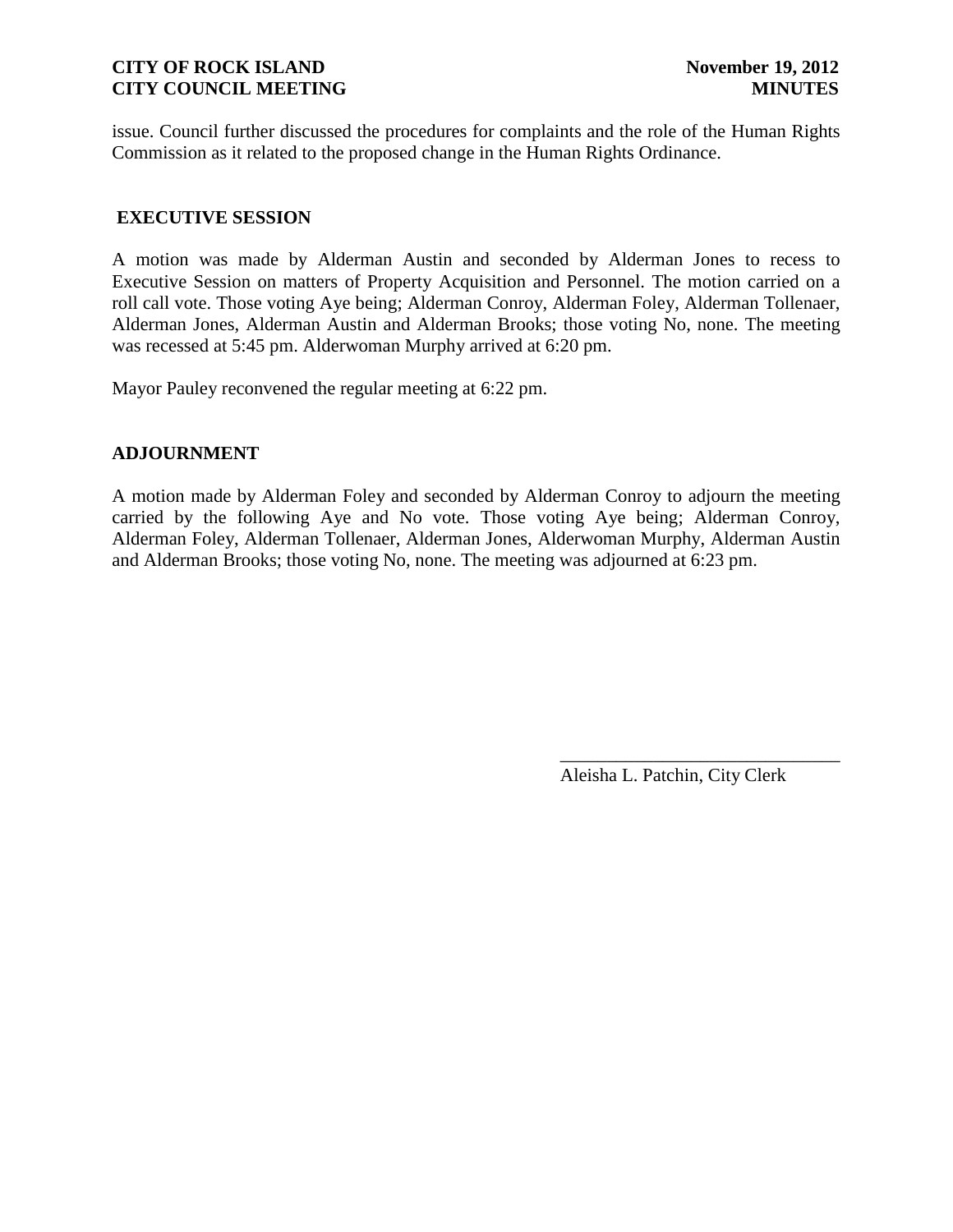issue. Council further discussed the procedures for complaints and the role of the Human Rights Commission as it related to the proposed change in the Human Rights Ordinance.

## EXECUTIVE SESSION

A motion was made by Alderman Austin and seconded by Alderman Jones to recess to Executive Session on matters of Property Acquisition and Personnel. The motion carried on a roll call vote. Those voting Aye being; Alderman Conroy, Alderman Foley, Alderman Tollenaer, Alderman Jones, Alderman Austin and Alderman Brooks; those voting No, none. The meeting was recessed at 5:45 pm. Alderwoman Murphy arrived at 6:20 pm.

Mayor Pauley reconvened the regular meeting at 6:22 pm.

## ADJOURNMENT

A motion made by Alderman Foley and seconded by Alderman Conroy to adjourn the meeting carried by the following Aye and No vote. Those voting Aye being; Alderman Conroy, Alderman Foley, Alderman Tollenaer, Alderman Jones, Alderwoman Murphy, Alderman Austin and Alderman Brooks; those voting No, none. The meeting was adjourned at 6:23 pm.

\_\_\_\_\_\_\_\_\_\_\_\_\_\_\_\_\_\_\_\_\_\_\_\_\_\_\_\_\_\_

Aleisha L. Patchin, City Clerk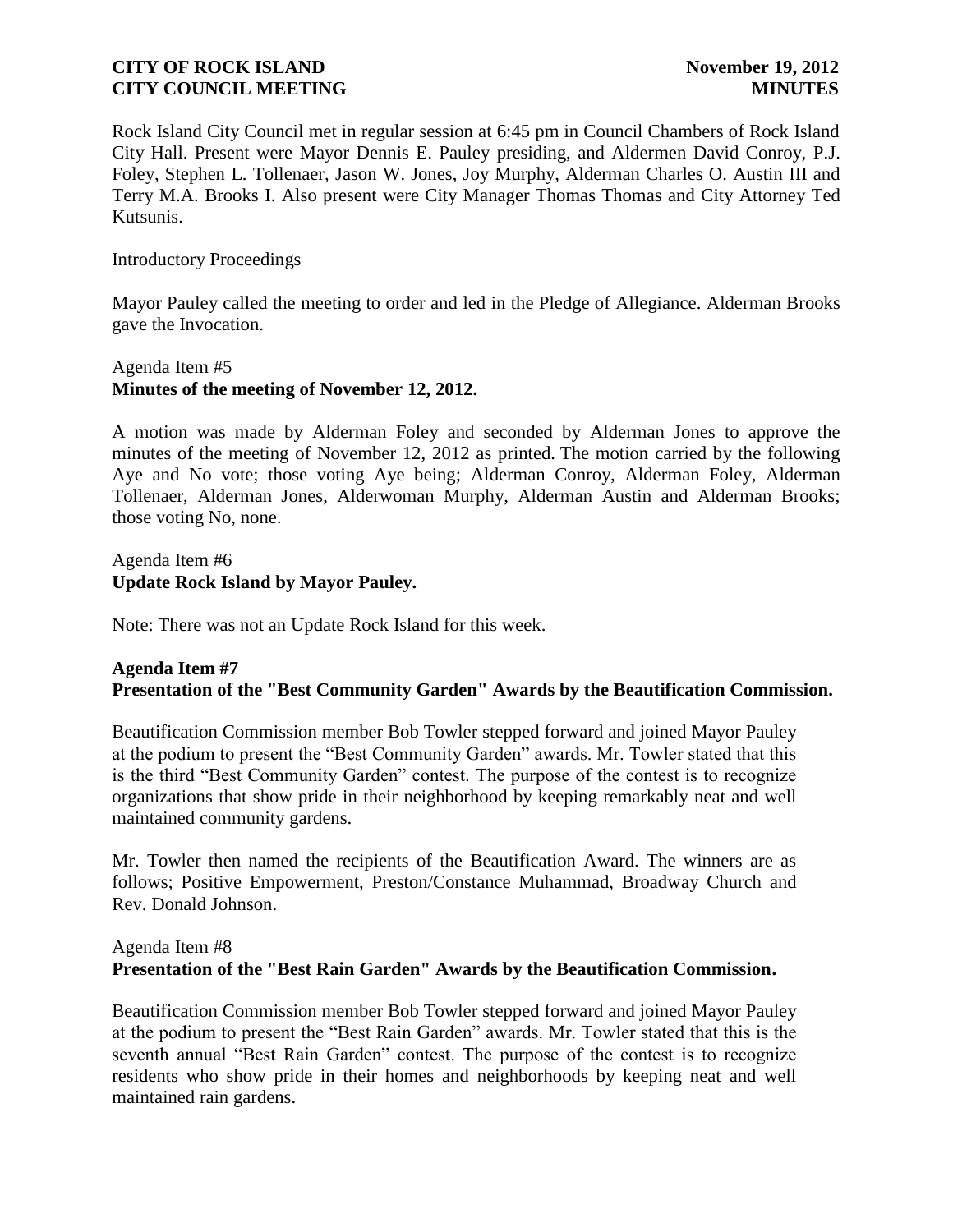Rock Island City Council met in regular session at 6:45 pm in Council Chambers of Rock Island City Hall. Present were Mayor Dennis E. Pauley presiding, and Aldermen David Conroy, P.J. Foley, Stephen L. Tollenaer, Jason W. Jones, Joy Murphy, Alderman Charles O. Austin III and Terry M.A. Brooks I. Also present were City Manager Thomas Thomas and City Attorney Ted Kutsunis.

Introductory Proceedings

Mayor Pauley called the meeting to order and led in the Pledge of Allegiance. Alderman Brooks gave the Invocation.

Agenda Item #5
**Minutes of the meeting of November 12, 2012.**

A motion was made by Alderman Foley and seconded by Alderman Jones to approve the minutes of the meeting of November 12, 2012 as printed. The motion carried by the following Aye and No vote; those voting Aye being; Alderman Conroy, Alderman Foley, Alderman Tollenaer, Alderman Jones, Alderwoman Murphy, Alderman Austin and Alderman Brooks; those voting No, none.

Agenda Item #6
**Update Rock Island by Mayor Pauley.**

Note: There was not an Update Rock Island for this week.

**Agenda Item #7**
**Presentation of the "Best Community Garden" Awards by the Beautification Commission.**

Beautification Commission member Bob Towler stepped forward and joined Mayor Pauley at the podium to present the "Best Community Garden" awards. Mr. Towler stated that this is the third "Best Community Garden" contest. The purpose of the contest is to recognize organizations that show pride in their neighborhood by keeping remarkably neat and well maintained community gardens.

Mr. Towler then named the recipients of the Beautification Award. The winners are as follows; Positive Empowerment, Preston/Constance Muhammad, Broadway Church and Rev. Donald Johnson.

Agenda Item #8
**Presentation of the "Best Rain Garden" Awards by the Beautification Commission.**

Beautification Commission member Bob Towler stepped forward and joined Mayor Pauley at the podium to present the "Best Rain Garden" awards. Mr. Towler stated that this is the seventh annual "Best Rain Garden" contest. The purpose of the contest is to recognize residents who show pride in their homes and neighborhoods by keeping neat and well maintained rain gardens.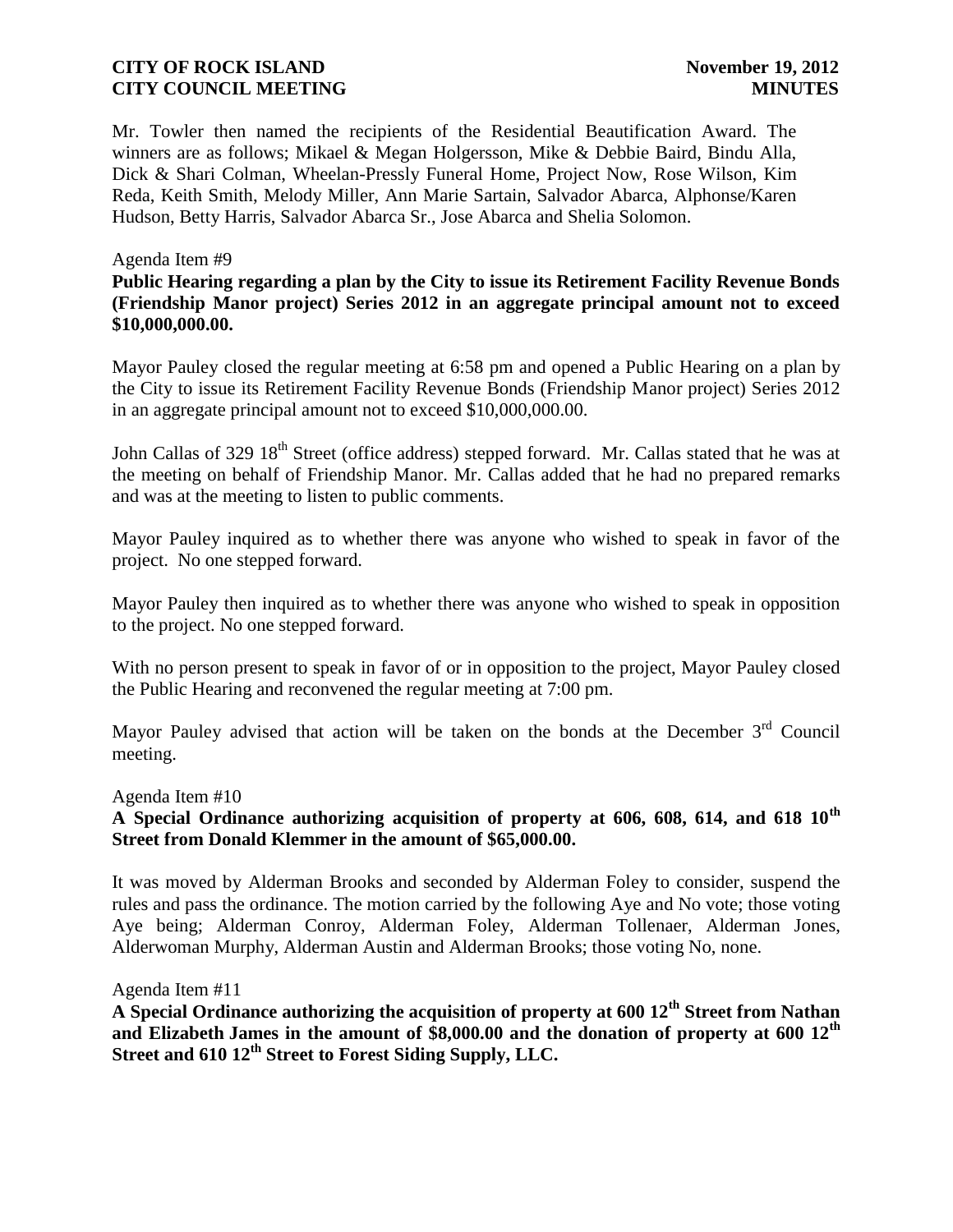Mr. Towler then named the recipients of the Residential Beautification Award. The winners are as follows; Mikael & Megan Holgersson, Mike & Debbie Baird, Bindu Alla, Dick & Shari Colman, Wheelan-Pressly Funeral Home, Project Now, Rose Wilson, Kim Reda, Keith Smith, Melody Miller, Ann Marie Sartain, Salvador Abarca, Alphonse/Karen Hudson, Betty Harris, Salvador Abarca Sr., Jose Abarca and Shelia Solomon.

Agenda Item #9

**Public Hearing regarding a plan by the City to issue its Retirement Facility Revenue Bonds (Friendship Manor project) Series 2012 in an aggregate principal amount not to exceed \$10,000,000.00.**

Mayor Pauley closed the regular meeting at 6:58 pm and opened a Public Hearing on a plan by the City to issue its Retirement Facility Revenue Bonds (Friendship Manor project) Series 2012 in an aggregate principal amount not to exceed \$10,000,000.00.

John Callas of 329 18th Street (office address) stepped forward. Mr. Callas stated that he was at the meeting on behalf of Friendship Manor. Mr. Callas added that he had no prepared remarks and was at the meeting to listen to public comments.

Mayor Pauley inquired as to whether there was anyone who wished to speak in favor of the project. No one stepped forward.

Mayor Pauley then inquired as to whether there was anyone who wished to speak in opposition to the project. No one stepped forward.

With no person present to speak in favor of or in opposition to the project, Mayor Pauley closed the Public Hearing and reconvened the regular meeting at 7:00 pm.

Mayor Pauley advised that action will be taken on the bonds at the December 3rd Council meeting.

Agenda Item #10

**A Special Ordinance authorizing acquisition of property at 606, 608, 614, and 618 10th Street from Donald Klemmer in the amount of \$65,000.00.**

It was moved by Alderman Brooks and seconded by Alderman Foley to consider, suspend the rules and pass the ordinance. The motion carried by the following Aye and No vote; those voting Aye being; Alderman Conroy, Alderman Foley, Alderman Tollenaer, Alderman Jones, Alderwoman Murphy, Alderman Austin and Alderman Brooks; those voting No, none.

Agenda Item #11

**A Special Ordinance authorizing the acquisition of property at 600 12th Street from Nathan and Elizabeth James in the amount of \$8,000.00 and the donation of property at 600 12th Street and 610 12th Street to Forest Siding Supply, LLC.**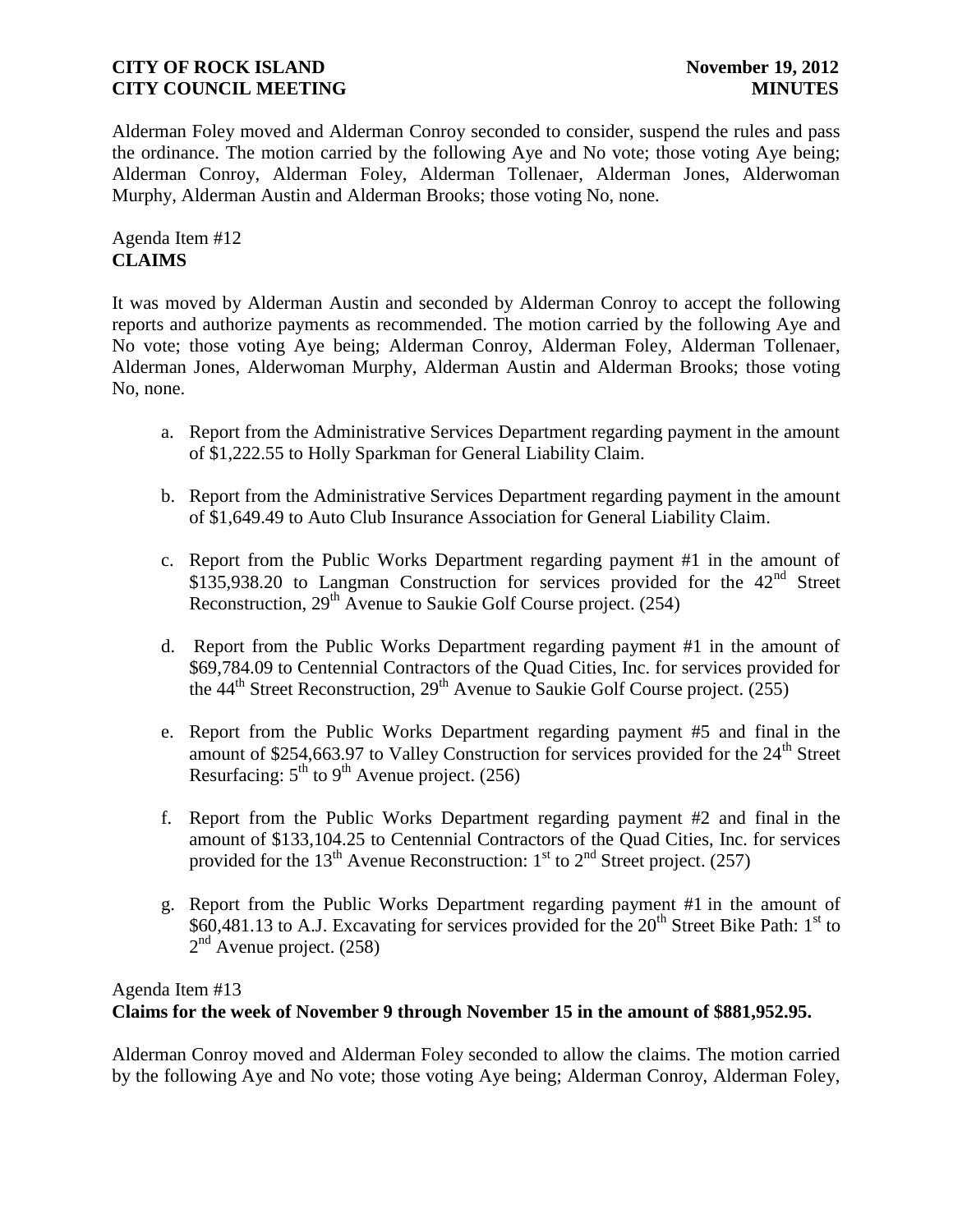Alderman Foley moved and Alderman Conroy seconded to consider, suspend the rules and pass the ordinance. The motion carried by the following Aye and No vote; those voting Aye being; Alderman Conroy, Alderman Foley, Alderman Tollenaer, Alderman Jones, Alderwoman Murphy, Alderman Austin and Alderman Brooks; those voting No, none.

Agenda Item #12
**CLAIMS**

It was moved by Alderman Austin and seconded by Alderman Conroy to accept the following reports and authorize payments as recommended. The motion carried by the following Aye and No vote; those voting Aye being; Alderman Conroy, Alderman Foley, Alderman Tollenaer, Alderman Jones, Alderwoman Murphy, Alderman Austin and Alderman Brooks; those voting No, none.

a. Report from the Administrative Services Department regarding payment in the amount of $1,222.55 to Holly Sparkman for General Liability Claim.

b. Report from the Administrative Services Department regarding payment in the amount of $1,649.49 to Auto Club Insurance Association for General Liability Claim.

c. Report from the Public Works Department regarding payment #1 in the amount of $135,938.20 to Langman Construction for services provided for the 42nd Street Reconstruction, 29th Avenue to Saukie Golf Course project. (254)

d. Report from the Public Works Department regarding payment #1 in the amount of $69,784.09 to Centennial Contractors of the Quad Cities, Inc. for services provided for the 44th Street Reconstruction, 29th Avenue to Saukie Golf Course project. (255)

e. Report from the Public Works Department regarding payment #5 and final in the amount of $254,663.97 to Valley Construction for services provided for the 24th Street Resurfacing: 5th to 9th Avenue project. (256)

f. Report from the Public Works Department regarding payment #2 and final in the amount of $133,104.25 to Centennial Contractors of the Quad Cities, Inc. for services provided for the 13th Avenue Reconstruction: 1st to 2nd Street project. (257)

g. Report from the Public Works Department regarding payment #1 in the amount of $60,481.13 to A.J. Excavating for services provided for the 20th Street Bike Path: 1st to 2nd Avenue project. (258)

Agenda Item #13
**Claims for the week of November 9 through November 15 in the amount of $881,952.95.**

Alderman Conroy moved and Alderman Foley seconded to allow the claims. The motion carried by the following Aye and No vote; those voting Aye being; Alderman Conroy, Alderman Foley,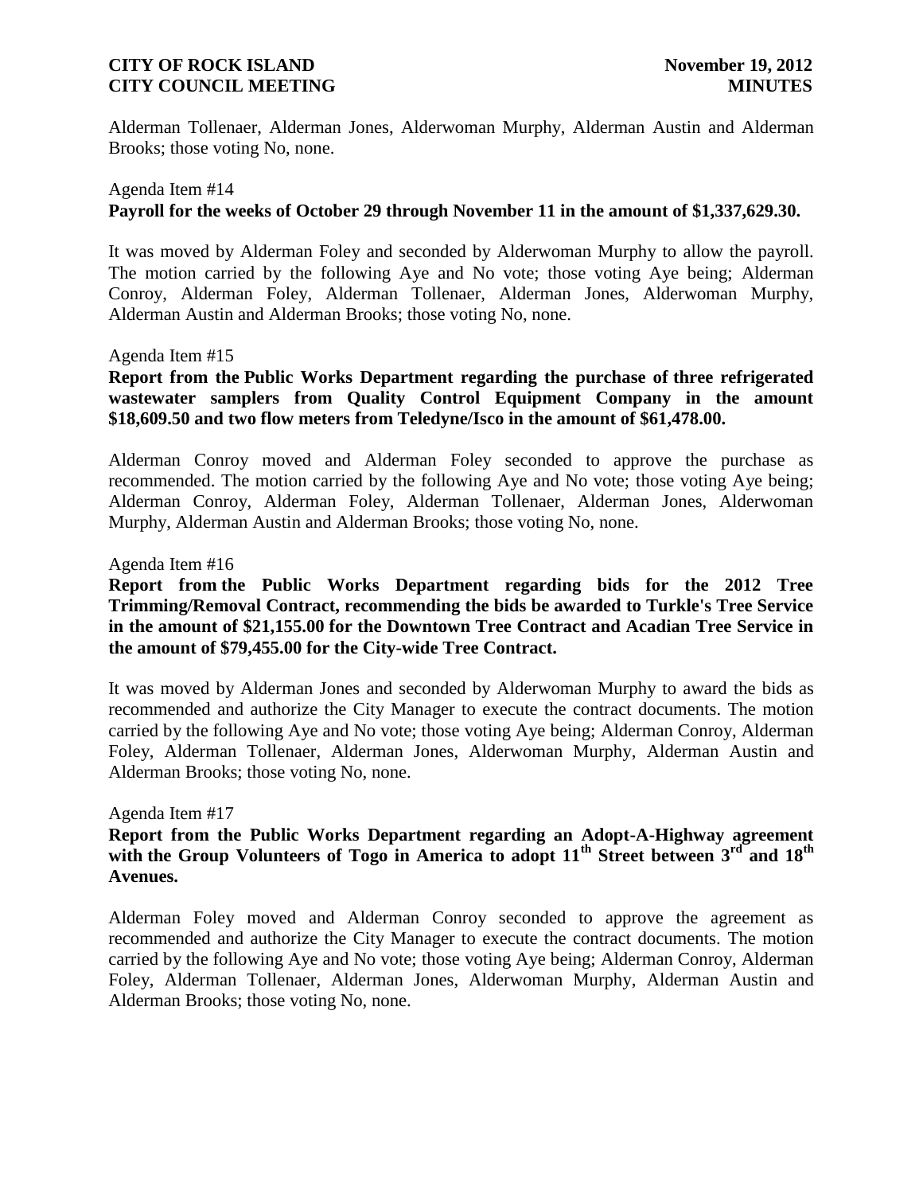Alderman Tollenaer, Alderman Jones, Alderwoman Murphy, Alderman Austin and Alderman Brooks; those voting No, none.

Agenda Item #14
**Payroll for the weeks of October 29 through November 11 in the amount of $1,337,629.30.**

It was moved by Alderman Foley and seconded by Alderwoman Murphy to allow the payroll. The motion carried by the following Aye and No vote; those voting Aye being; Alderman Conroy, Alderman Foley, Alderman Tollenaer, Alderman Jones, Alderwoman Murphy, Alderman Austin and Alderman Brooks; those voting No, none.

Agenda Item #15
**Report from the Public Works Department regarding the purchase of three refrigerated wastewater samplers from Quality Control Equipment Company in the amount $18,609.50 and two flow meters from Teledyne/Isco in the amount of $61,478.00.**

Alderman Conroy moved and Alderman Foley seconded to approve the purchase as recommended. The motion carried by the following Aye and No vote; those voting Aye being; Alderman Conroy, Alderman Foley, Alderman Tollenaer, Alderman Jones, Alderwoman Murphy, Alderman Austin and Alderman Brooks; those voting No, none.

Agenda Item #16
**Report from the Public Works Department regarding bids for the 2012 Tree Trimming/Removal Contract, recommending the bids be awarded to Turkle's Tree Service in the amount of $21,155.00 for the Downtown Tree Contract and Acadian Tree Service in the amount of $79,455.00 for the City-wide Tree Contract.**

It was moved by Alderman Jones and seconded by Alderwoman Murphy to award the bids as recommended and authorize the City Manager to execute the contract documents. The motion carried by the following Aye and No vote; those voting Aye being; Alderman Conroy, Alderman Foley, Alderman Tollenaer, Alderman Jones, Alderwoman Murphy, Alderman Austin and Alderman Brooks; those voting No, none.

Agenda Item #17
**Report from the Public Works Department regarding an Adopt-A-Highway agreement with the Group Volunteers of Togo in America to adopt 11th Street between 3rd and 18th Avenues.**

Alderman Foley moved and Alderman Conroy seconded to approve the agreement as recommended and authorize the City Manager to execute the contract documents. The motion carried by the following Aye and No vote; those voting Aye being; Alderman Conroy, Alderman Foley, Alderman Tollenaer, Alderman Jones, Alderwoman Murphy, Alderman Austin and Alderman Brooks; those voting No, none.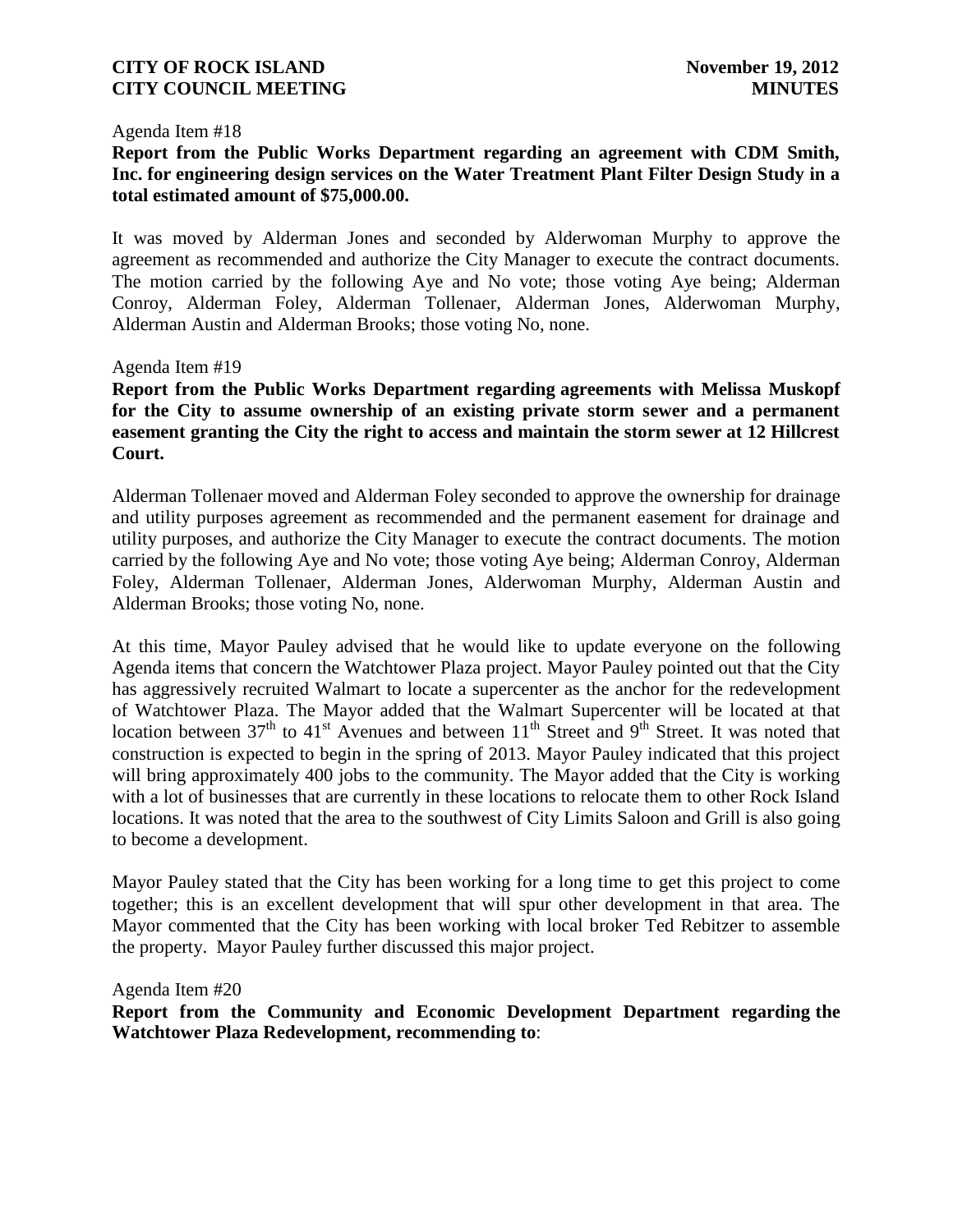Agenda Item #18

**Report from the Public Works Department regarding an agreement with CDM Smith, Inc. for engineering design services on the Water Treatment Plant Filter Design Study in a total estimated amount of $75,000.00.**

It was moved by Alderman Jones and seconded by Alderwoman Murphy to approve the agreement as recommended and authorize the City Manager to execute the contract documents. The motion carried by the following Aye and No vote; those voting Aye being; Alderman Conroy, Alderman Foley, Alderman Tollenaer, Alderman Jones, Alderwoman Murphy, Alderman Austin and Alderman Brooks; those voting No, none.

Agenda Item #19

**Report from the Public Works Department regarding agreements with Melissa Muskopf for the City to assume ownership of an existing private storm sewer and a permanent easement granting the City the right to access and maintain the storm sewer at 12 Hillcrest Court.**

Alderman Tollenaer moved and Alderman Foley seconded to approve the ownership for drainage and utility purposes agreement as recommended and the permanent easement for drainage and utility purposes, and authorize the City Manager to execute the contract documents. The motion carried by the following Aye and No vote; those voting Aye being; Alderman Conroy, Alderman Foley, Alderman Tollenaer, Alderman Jones, Alderwoman Murphy, Alderman Austin and Alderman Brooks; those voting No, none.

At this time, Mayor Pauley advised that he would like to update everyone on the following Agenda items that concern the Watchtower Plaza project. Mayor Pauley pointed out that the City has aggressively recruited Walmart to locate a supercenter as the anchor for the redevelopment of Watchtower Plaza. The Mayor added that the Walmart Supercenter will be located at that location between 37th to 41st Avenues and between 11th Street and 9th Street. It was noted that construction is expected to begin in the spring of 2013. Mayor Pauley indicated that this project will bring approximately 400 jobs to the community. The Mayor added that the City is working with a lot of businesses that are currently in these locations to relocate them to other Rock Island locations. It was noted that the area to the southwest of City Limits Saloon and Grill is also going to become a development.

Mayor Pauley stated that the City has been working for a long time to get this project to come together; this is an excellent development that will spur other development in that area. The Mayor commented that the City has been working with local broker Ted Rebitzer to assemble the property. Mayor Pauley further discussed this major project.

Agenda Item #20

**Report from the Community and Economic Development Department regarding the Watchtower Plaza Redevelopment, recommending to**: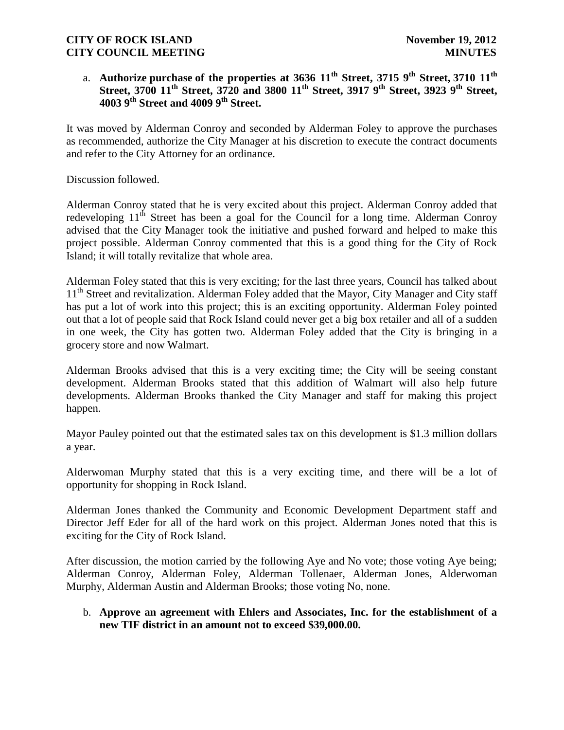a. **Authorize purchase of the properties at 3636 11th Street, 3715 9th Street, 3710 11th Street, 3700 11th Street, 3720 and 3800 11th Street, 3917 9th Street, 3923 9th Street, 4003 9th Street and 4009 9th Street.**

It was moved by Alderman Conroy and seconded by Alderman Foley to approve the purchases as recommended, authorize the City Manager at his discretion to execute the contract documents and refer to the City Attorney for an ordinance.

Discussion followed.

Alderman Conroy stated that he is very excited about this project. Alderman Conroy added that redeveloping 11th Street has been a goal for the Council for a long time. Alderman Conroy advised that the City Manager took the initiative and pushed forward and helped to make this project possible. Alderman Conroy commented that this is a good thing for the City of Rock Island; it will totally revitalize that whole area.

Alderman Foley stated that this is very exciting; for the last three years, Council has talked about 11th Street and revitalization. Alderman Foley added that the Mayor, City Manager and City staff has put a lot of work into this project; this is an exciting opportunity. Alderman Foley pointed out that a lot of people said that Rock Island could never get a big box retailer and all of a sudden in one week, the City has gotten two. Alderman Foley added that the City is bringing in a grocery store and now Walmart.

Alderman Brooks advised that this is a very exciting time; the City will be seeing constant development. Alderman Brooks stated that this addition of Walmart will also help future developments. Alderman Brooks thanked the City Manager and staff for making this project happen.

Mayor Pauley pointed out that the estimated sales tax on this development is $1.3 million dollars a year.

Alderwoman Murphy stated that this is a very exciting time, and there will be a lot of opportunity for shopping in Rock Island.

Alderman Jones thanked the Community and Economic Development Department staff and Director Jeff Eder for all of the hard work on this project. Alderman Jones noted that this is exciting for the City of Rock Island.

After discussion, the motion carried by the following Aye and No vote; those voting Aye being; Alderman Conroy, Alderman Foley, Alderman Tollenaer, Alderman Jones, Alderwoman Murphy, Alderman Austin and Alderman Brooks; those voting No, none.

b. **Approve an agreement with Ehlers and Associates, Inc. for the establishment of a new TIF district in an amount not to exceed $39,000.00.**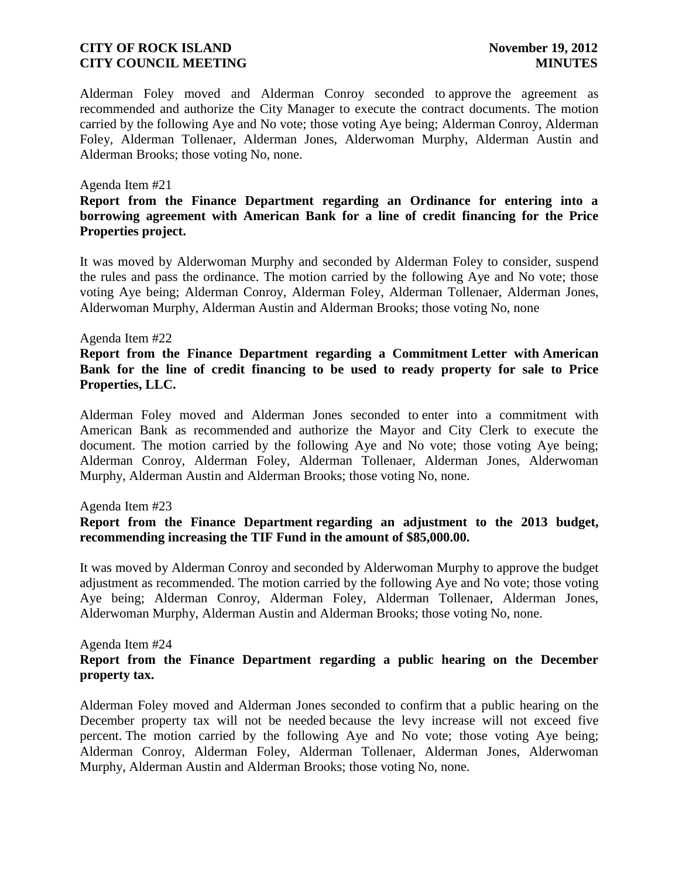Alderman Foley moved and Alderman Conroy seconded to approve the agreement as recommended and authorize the City Manager to execute the contract documents. The motion carried by the following Aye and No vote; those voting Aye being; Alderman Conroy, Alderman Foley, Alderman Tollenaer, Alderman Jones, Alderwoman Murphy, Alderman Austin and Alderman Brooks; those voting No, none.

Agenda Item #21

**Report from the Finance Department regarding an Ordinance for entering into a borrowing agreement with American Bank for a line of credit financing for the Price Properties project.**

It was moved by Alderwoman Murphy and seconded by Alderman Foley to consider, suspend the rules and pass the ordinance. The motion carried by the following Aye and No vote; those voting Aye being; Alderman Conroy, Alderman Foley, Alderman Tollenaer, Alderman Jones, Alderwoman Murphy, Alderman Austin and Alderman Brooks; those voting No, none

Agenda Item #22

**Report from the Finance Department regarding a Commitment Letter with American Bank for the line of credit financing to be used to ready property for sale to Price Properties, LLC.**

Alderman Foley moved and Alderman Jones seconded to enter into a commitment with American Bank as recommended and authorize the Mayor and City Clerk to execute the document. The motion carried by the following Aye and No vote; those voting Aye being; Alderman Conroy, Alderman Foley, Alderman Tollenaer, Alderman Jones, Alderwoman Murphy, Alderman Austin and Alderman Brooks; those voting No, none.

Agenda Item #23

**Report from the Finance Department regarding an adjustment to the 2013 budget, recommending increasing the TIF Fund in the amount of $85,000.00.**

It was moved by Alderman Conroy and seconded by Alderwoman Murphy to approve the budget adjustment as recommended. The motion carried by the following Aye and No vote; those voting Aye being; Alderman Conroy, Alderman Foley, Alderman Tollenaer, Alderman Jones, Alderwoman Murphy, Alderman Austin and Alderman Brooks; those voting No, none.

Agenda Item #24

**Report from the Finance Department regarding a public hearing on the December property tax.**

Alderman Foley moved and Alderman Jones seconded to confirm that a public hearing on the December property tax will not be needed because the levy increase will not exceed five percent. The motion carried by the following Aye and No vote; those voting Aye being; Alderman Conroy, Alderman Foley, Alderman Tollenaer, Alderman Jones, Alderwoman Murphy, Alderman Austin and Alderman Brooks; those voting No, none.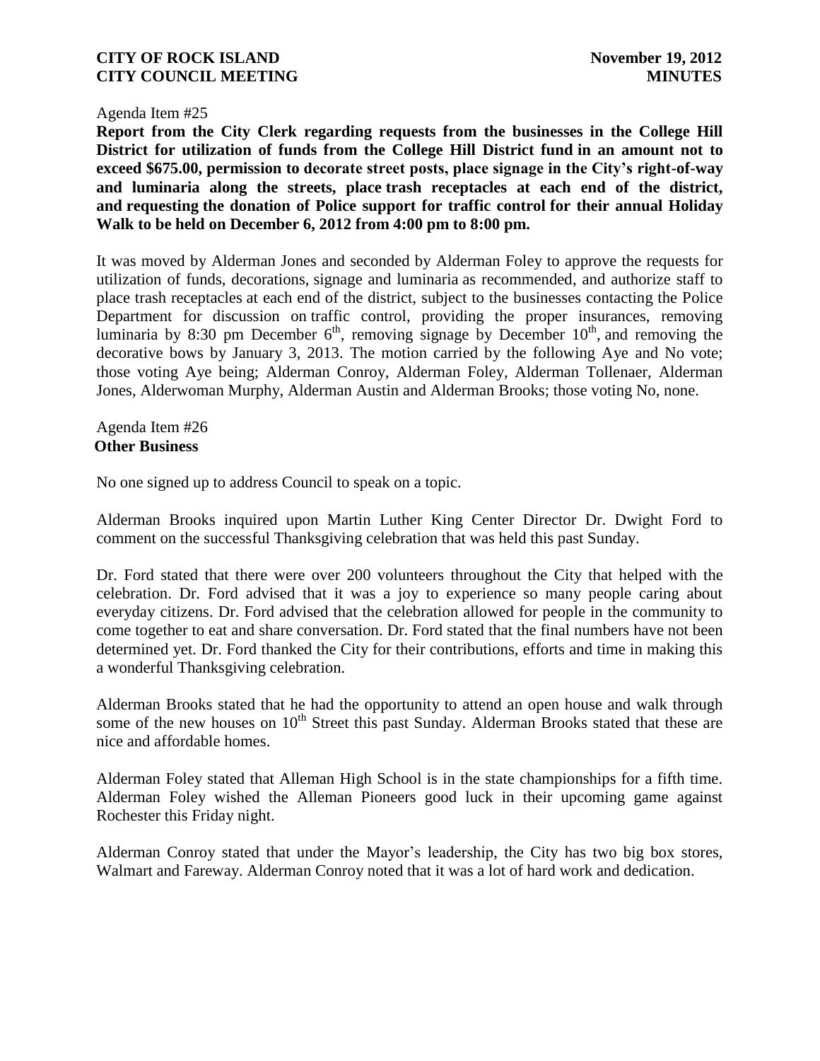Agenda Item #25

**Report from the City Clerk regarding requests from the businesses in the College Hill District for utilization of funds from the College Hill District fund in an amount not to exceed $675.00, permission to decorate street posts, place signage in the City's right-of-way and luminaria along the streets, place trash receptacles at each end of the district, and requesting the donation of Police support for traffic control for their annual Holiday Walk to be held on December 6, 2012 from 4:00 pm to 8:00 pm.**

It was moved by Alderman Jones and seconded by Alderman Foley to approve the requests for utilization of funds, decorations, signage and luminaria as recommended, and authorize staff to place trash receptacles at each end of the district, subject to the businesses contacting the Police Department for discussion on traffic control, providing the proper insurances, removing luminaria by 8:30 pm December 6th, removing signage by December 10th, and removing the decorative bows by January 3, 2013. The motion carried by the following Aye and No vote; those voting Aye being; Alderman Conroy, Alderman Foley, Alderman Tollenaer, Alderman Jones, Alderwoman Murphy, Alderman Austin and Alderman Brooks; those voting No, none.

Agenda Item #26

**Other Business**

No one signed up to address Council to speak on a topic.

Alderman Brooks inquired upon Martin Luther King Center Director Dr. Dwight Ford to comment on the successful Thanksgiving celebration that was held this past Sunday.

Dr. Ford stated that there were over 200 volunteers throughout the City that helped with the celebration. Dr. Ford advised that it was a joy to experience so many people caring about everyday citizens. Dr. Ford advised that the celebration allowed for people in the community to come together to eat and share conversation. Dr. Ford stated that the final numbers have not been determined yet. Dr. Ford thanked the City for their contributions, efforts and time in making this a wonderful Thanksgiving celebration.

Alderman Brooks stated that he had the opportunity to attend an open house and walk through some of the new houses on 10th Street this past Sunday. Alderman Brooks stated that these are nice and affordable homes.

Alderman Foley stated that Alleman High School is in the state championships for a fifth time. Alderman Foley wished the Alleman Pioneers good luck in their upcoming game against Rochester this Friday night.

Alderman Conroy stated that under the Mayor's leadership, the City has two big box stores, Walmart and Fareway. Alderman Conroy noted that it was a lot of hard work and dedication.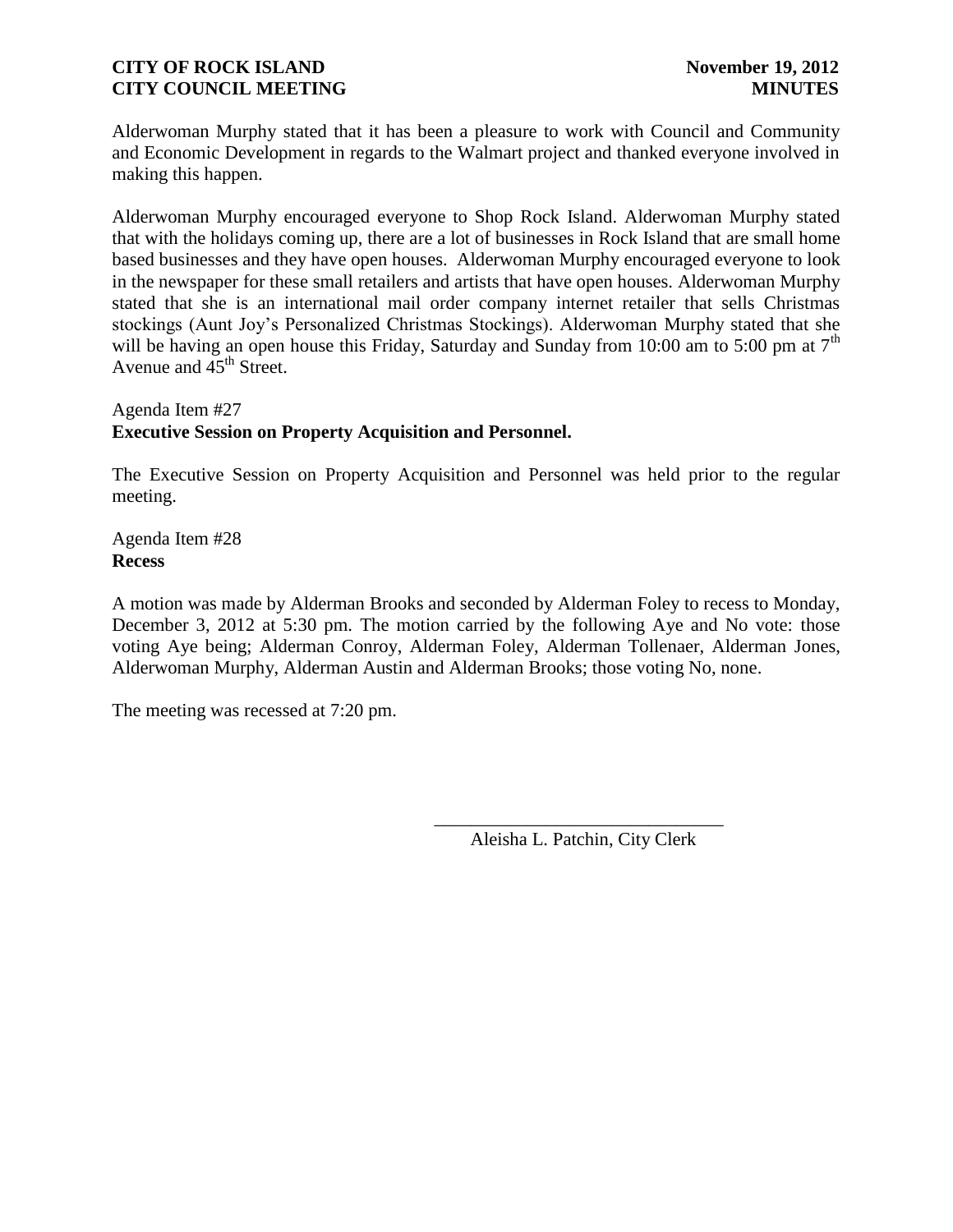Alderwoman Murphy stated that it has been a pleasure to work with Council and Community and Economic Development in regards to the Walmart project and thanked everyone involved in making this happen.

Alderwoman Murphy encouraged everyone to Shop Rock Island. Alderwoman Murphy stated that with the holidays coming up, there are a lot of businesses in Rock Island that are small home based businesses and they have open houses. Alderwoman Murphy encouraged everyone to look in the newspaper for these small retailers and artists that have open houses. Alderwoman Murphy stated that she is an international mail order company internet retailer that sells Christmas stockings (Aunt Joy's Personalized Christmas Stockings). Alderwoman Murphy stated that she will be having an open house this Friday, Saturday and Sunday from 10:00 am to 5:00 pm at 7th Avenue and 45th Street.

Agenda Item #27
**Executive Session on Property Acquisition and Personnel.**

The Executive Session on Property Acquisition and Personnel was held prior to the regular meeting.

Agenda Item #28
**Recess**

A motion was made by Alderman Brooks and seconded by Alderman Foley to recess to Monday, December 3, 2012 at 5:30 pm. The motion carried by the following Aye and No vote: those voting Aye being; Alderman Conroy, Alderman Foley, Alderman Tollenaer, Alderman Jones, Alderwoman Murphy, Alderman Austin and Alderman Brooks; those voting No, none.

The meeting was recessed at 7:20 pm.

\_\_\_\_\_\_\_\_\_\_\_\_\_\_\_\_\_\_\_\_\_\_\_\_\_\_\_\_\_\_
Aleisha L. Patchin, City Clerk